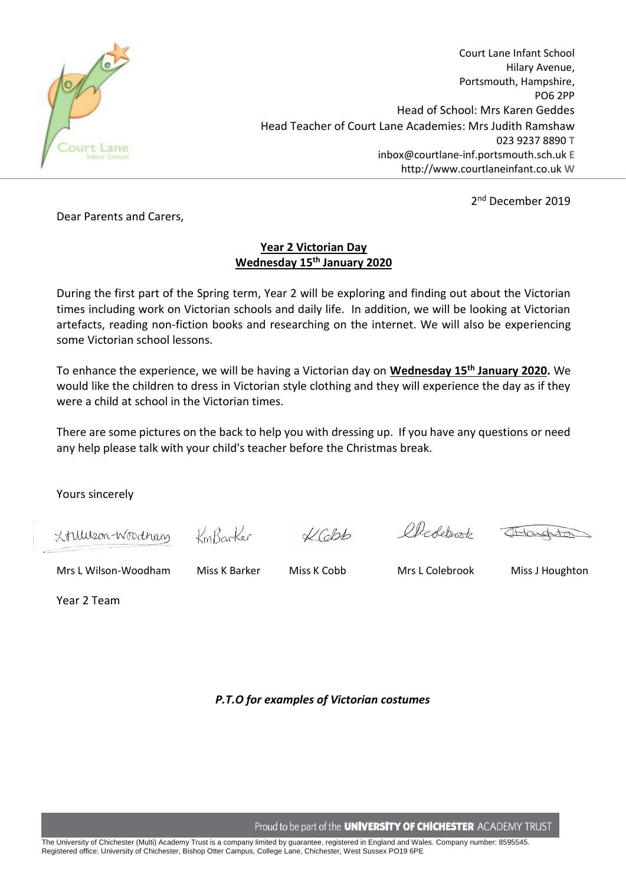Court Lane Infant School
Hilary Avenue,
Portsmouth, Hampshire,
PO6 2PP
Head of School: Mrs Karen Geddes
Head Teacher of Court Lane Academies: Mrs Judith Ramshaw
023 9237 8890 T
inbox@courtlane-inf.portsmouth.sch.uk E
http://www.courtlaneinfant.co.uk W

2nd December 2019

Dear Parents and Carers,

**Year 2 Victorian Day**
**Wednesday 15th January 2020**

During the first part of the Spring term, Year 2 will be exploring and finding out about the Victorian times including work on Victorian schools and daily life. In addition, we will be looking at Victorian artefacts, reading non-fiction books and researching on the internet. We will also be experiencing some Victorian school lessons.

To enhance the experience, we will be having a Victorian day on **Wednesday 15th January 2020.** We would like the children to dress in Victorian style clothing and they will experience the day as if they were a child at school in the Victorian times.

There are some pictures on the back to help you with dressing up. If you have any questions or need any help please talk with your child's teacher before the Christmas break.

Yours sincerely

Mrs L Wilson-Woodham    Miss K Barker    Miss K Cobb    Mrs L Colebrook    Miss J Houghton

Year 2 Team

***P.T.O for examples of Victorian costumes***

Proud to be part of the **UNIVERSITY OF CHICHESTER** ACADEMY TRUST

The University of Chichester (Multi) Academy Trust is a company limited by guarantee, registered in England and Wales. Company number: 8595545.
Registered office: University of Chichester, Bishop Otter Campus, College Lane, Chichester, West Sussex PO19 6PE